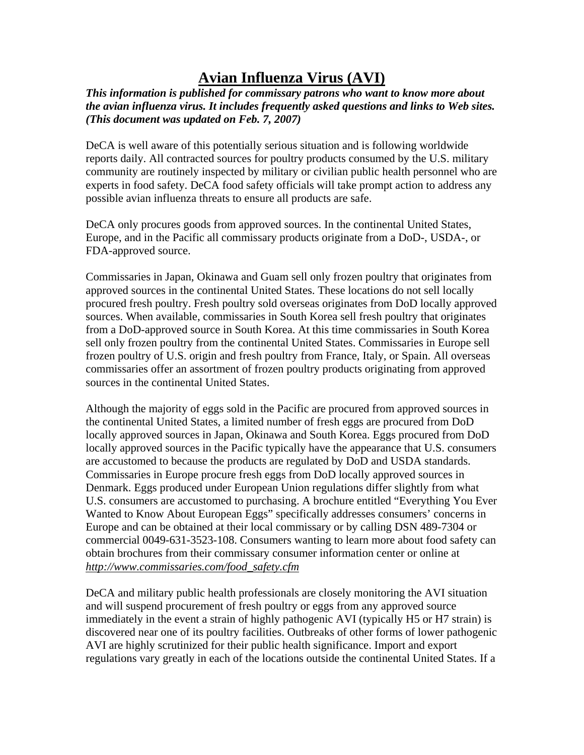# Avian Influenza Virus (AVI)

***This information is published for commissary patrons who want to know more about the avian influenza virus. It includes frequently asked questions and links to Web sites. (This document was updated on Feb. 7, 2007)***

DeCA is well aware of this potentially serious situation and is following worldwide reports daily. All contracted sources for poultry products consumed by the U.S. military community are routinely inspected by military or civilian public health personnel who are experts in food safety. DeCA food safety officials will take prompt action to address any possible avian influenza threats to ensure all products are safe.

DeCA only procures goods from approved sources. In the continental United States, Europe, and in the Pacific all commissary products originate from a DoD-, USDA-, or FDA-approved source.

Commissaries in Japan, Okinawa and Guam sell only frozen poultry that originates from approved sources in the continental United States. These locations do not sell locally procured fresh poultry. Fresh poultry sold overseas originates from DoD locally approved sources. When available, commissaries in South Korea sell fresh poultry that originates from a DoD-approved source in South Korea. At this time commissaries in South Korea sell only frozen poultry from the continental United States. Commissaries in Europe sell frozen poultry of U.S. origin and fresh poultry from France, Italy, or Spain. All overseas commissaries offer an assortment of frozen poultry products originating from approved sources in the continental United States.

Although the majority of eggs sold in the Pacific are procured from approved sources in the continental United States, a limited number of fresh eggs are procured from DoD locally approved sources in Japan, Okinawa and South Korea. Eggs procured from DoD locally approved sources in the Pacific typically have the appearance that U.S. consumers are accustomed to because the products are regulated by DoD and USDA standards. Commissaries in Europe procure fresh eggs from DoD locally approved sources in Denmark. Eggs produced under European Union regulations differ slightly from what U.S. consumers are accustomed to purchasing. A brochure entitled "Everything You Ever Wanted to Know About European Eggs" specifically addresses consumers' concerns in Europe and can be obtained at their local commissary or by calling DSN 489-7304 or commercial 0049-631-3523-108. Consumers wanting to learn more about food safety can obtain brochures from their commissary consumer information center or online at *http://www.commissaries.com/food_safety.cfm*

DeCA and military public health professionals are closely monitoring the AVI situation and will suspend procurement of fresh poultry or eggs from any approved source immediately in the event a strain of highly pathogenic AVI (typically H5 or H7 strain) is discovered near one of its poultry facilities. Outbreaks of other forms of lower pathogenic AVI are highly scrutinized for their public health significance. Import and export regulations vary greatly in each of the locations outside the continental United States. If a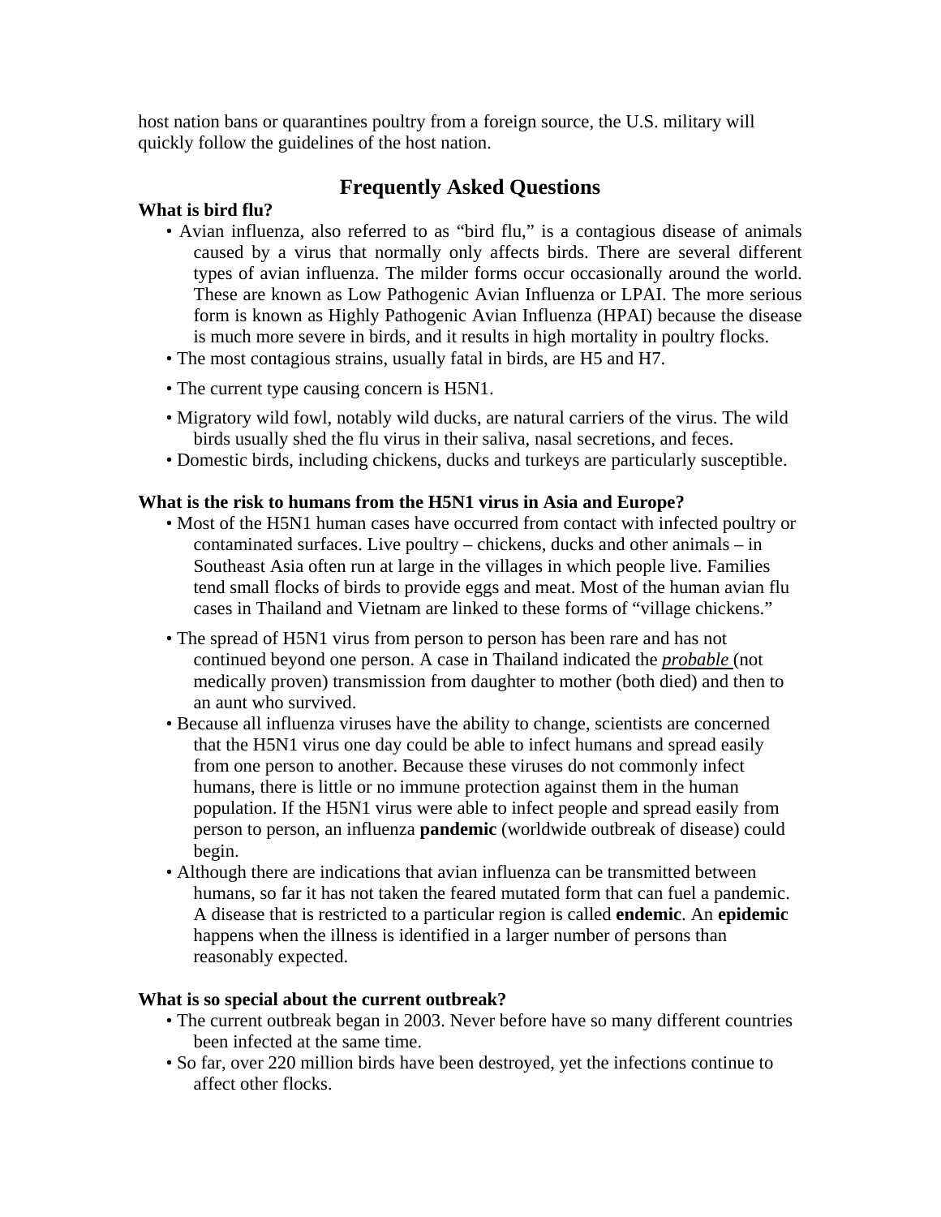host nation bans or quarantines poultry from a foreign source, the U.S. military will quickly follow the guidelines of the host nation.

## Frequently Asked Questions

**What is bird flu?**

- Avian influenza, also referred to as "bird flu," is a contagious disease of animals caused by a virus that normally only affects birds. There are several different types of avian influenza. The milder forms occur occasionally around the world. These are known as Low Pathogenic Avian Influenza or LPAI. The more serious form is known as Highly Pathogenic Avian Influenza (HPAI) because the disease is much more severe in birds, and it results in high mortality in poultry flocks.
- The most contagious strains, usually fatal in birds, are H5 and H7.
- The current type causing concern is H5N1.
- Migratory wild fowl, notably wild ducks, are natural carriers of the virus. The wild birds usually shed the flu virus in their saliva, nasal secretions, and feces.
- Domestic birds, including chickens, ducks and turkeys are particularly susceptible.

**What is the risk to humans from the H5N1 virus in Asia and Europe?**

- Most of the H5N1 human cases have occurred from contact with infected poultry or contaminated surfaces. Live poultry – chickens, ducks and other animals – in Southeast Asia often run at large in the villages in which people live. Families tend small flocks of birds to provide eggs and meat. Most of the human avian flu cases in Thailand and Vietnam are linked to these forms of "village chickens."
- The spread of H5N1 virus from person to person has been rare and has not continued beyond one person. A case in Thailand indicated the *probable* (not medically proven) transmission from daughter to mother (both died) and then to an aunt who survived.
- Because all influenza viruses have the ability to change, scientists are concerned that the H5N1 virus one day could be able to infect humans and spread easily from one person to another. Because these viruses do not commonly infect humans, there is little or no immune protection against them in the human population. If the H5N1 virus were able to infect people and spread easily from person to person, an influenza **pandemic** (worldwide outbreak of disease) could begin.
- Although there are indications that avian influenza can be transmitted between humans, so far it has not taken the feared mutated form that can fuel a pandemic. A disease that is restricted to a particular region is called **endemic**. An **epidemic** happens when the illness is identified in a larger number of persons than reasonably expected.

**What is so special about the current outbreak?**

- The current outbreak began in 2003. Never before have so many different countries been infected at the same time.
- So far, over 220 million birds have been destroyed, yet the infections continue to affect other flocks.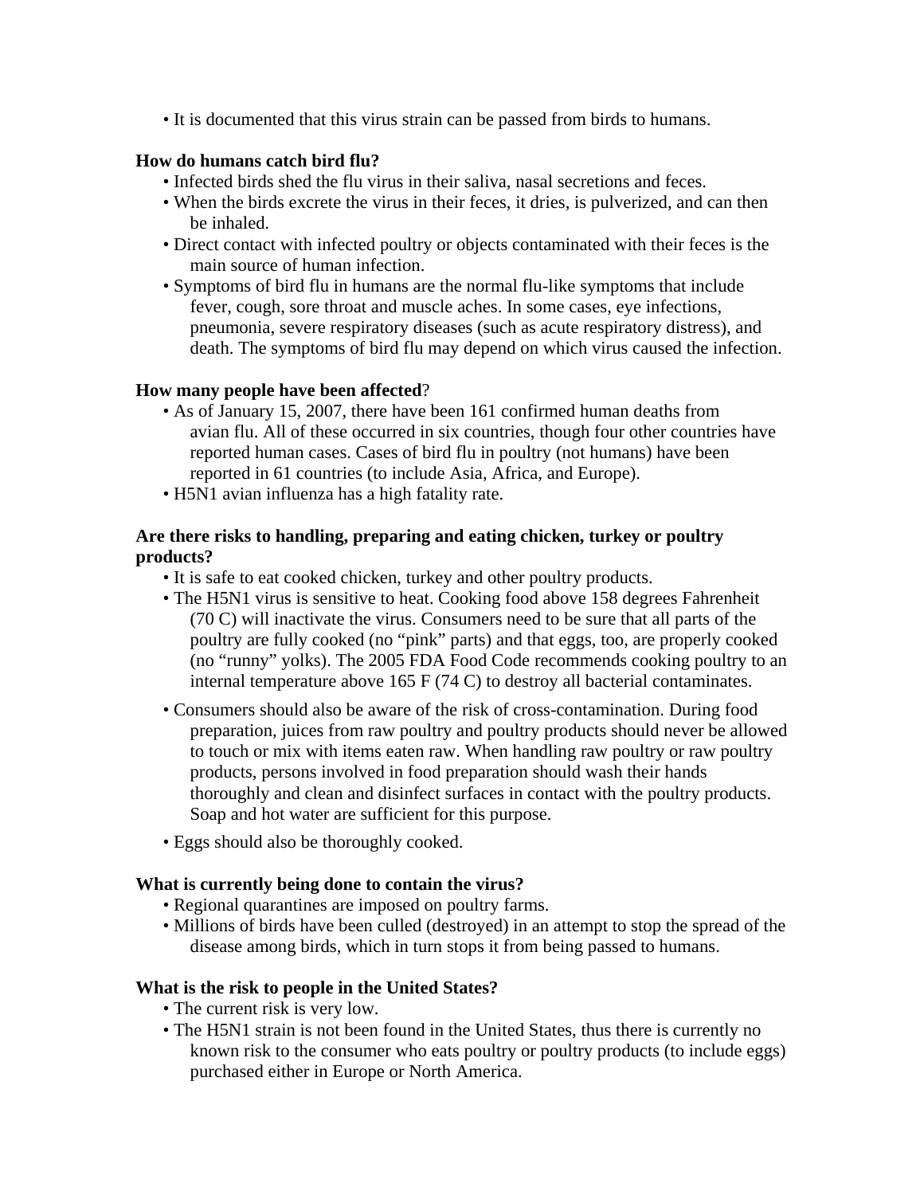- It is documented that this virus strain can be passed from birds to humans.

**How do humans catch bird flu?**

- Infected birds shed the flu virus in their saliva, nasal secretions and feces.
- When the birds excrete the virus in their feces, it dries, is pulverized, and can then be inhaled.
- Direct contact with infected poultry or objects contaminated with their feces is the main source of human infection.
- Symptoms of bird flu in humans are the normal flu-like symptoms that include fever, cough, sore throat and muscle aches. In some cases, eye infections, pneumonia, severe respiratory diseases (such as acute respiratory distress), and death. The symptoms of bird flu may depend on which virus caused the infection.

**How many people have been affected**?

- As of January 15, 2007, there have been 161 confirmed human deaths from avian flu. All of these occurred in six countries, though four other countries have reported human cases. Cases of bird flu in poultry (not humans) have been reported in 61 countries (to include Asia, Africa, and Europe).
- H5N1 avian influenza has a high fatality rate.

**Are there risks to handling, preparing and eating chicken, turkey or poultry products?**

- It is safe to eat cooked chicken, turkey and other poultry products.
- The H5N1 virus is sensitive to heat. Cooking food above 158 degrees Fahrenheit (70 C) will inactivate the virus. Consumers need to be sure that all parts of the poultry are fully cooked (no "pink" parts) and that eggs, too, are properly cooked (no "runny" yolks). The 2005 FDA Food Code recommends cooking poultry to an internal temperature above 165 F (74 C) to destroy all bacterial contaminates.
- Consumers should also be aware of the risk of cross-contamination. During food preparation, juices from raw poultry and poultry products should never be allowed to touch or mix with items eaten raw. When handling raw poultry or raw poultry products, persons involved in food preparation should wash their hands thoroughly and clean and disinfect surfaces in contact with the poultry products. Soap and hot water are sufficient for this purpose.
- Eggs should also be thoroughly cooked.

**What is currently being done to contain the virus?**

- Regional quarantines are imposed on poultry farms.
- Millions of birds have been culled (destroyed) in an attempt to stop the spread of the disease among birds, which in turn stops it from being passed to humans.

**What is the risk to people in the United States?**

- The current risk is very low.
- The H5N1 strain is not been found in the United States, thus there is currently no known risk to the consumer who eats poultry or poultry products (to include eggs) purchased either in Europe or North America.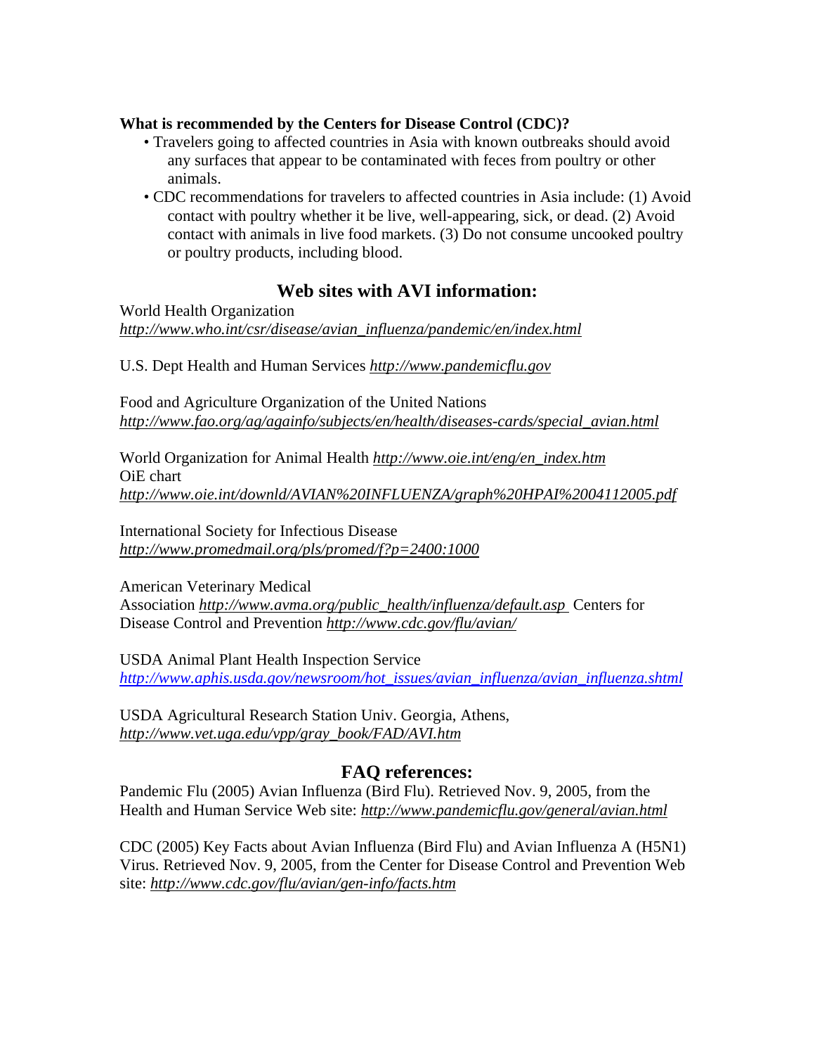**What is recommended by the Centers for Disease Control (CDC)?**

- Travelers going to affected countries in Asia with known outbreaks should avoid any surfaces that appear to be contaminated with feces from poultry or other animals.
- CDC recommendations for travelers to affected countries in Asia include: (1) Avoid contact with poultry whether it be live, well-appearing, sick, or dead. (2) Avoid contact with animals in live food markets. (3) Do not consume uncooked poultry or poultry products, including blood.

## Web sites with AVI information:

World Health Organization
*http://www.who.int/csr/disease/avian_influenza/pandemic/en/index.html*

U.S. Dept Health and Human Services *http://www.pandemicflu.gov*

Food and Agriculture Organization of the United Nations
*http://www.fao.org/ag/againfo/subjects/en/health/diseases-cards/special_avian.html*

World Organization for Animal Health *http://www.oie.int/eng/en_index.htm*
OiE chart
*http://www.oie.int/downld/AVIAN%20INFLUENZA/graph%20HPAI%2004112005.pdf*

International Society for Infectious Disease
*http://www.promedmail.org/pls/promed/f?p=2400:1000*

American Veterinary Medical Association *http://www.avma.org/public_health/influenza/default.asp* Centers for Disease Control and Prevention *http://www.cdc.gov/flu/avian/*

USDA Animal Plant Health Inspection Service
*http://www.aphis.usda.gov/newsroom/hot_issues/avian_influenza/avian_influenza.shtml*

USDA Agricultural Research Station Univ. Georgia, Athens,
*http://www.vet.uga.edu/vpp/gray_book/FAD/AVI.htm*

## FAQ references:

Pandemic Flu (2005) Avian Influenza (Bird Flu). Retrieved Nov. 9, 2005, from the Health and Human Service Web site: *http://www.pandemicflu.gov/general/avian.html*

CDC (2005) Key Facts about Avian Influenza (Bird Flu) and Avian Influenza A (H5N1) Virus. Retrieved Nov. 9, 2005, from the Center for Disease Control and Prevention Web site: *http://www.cdc.gov/flu/avian/gen-info/facts.htm*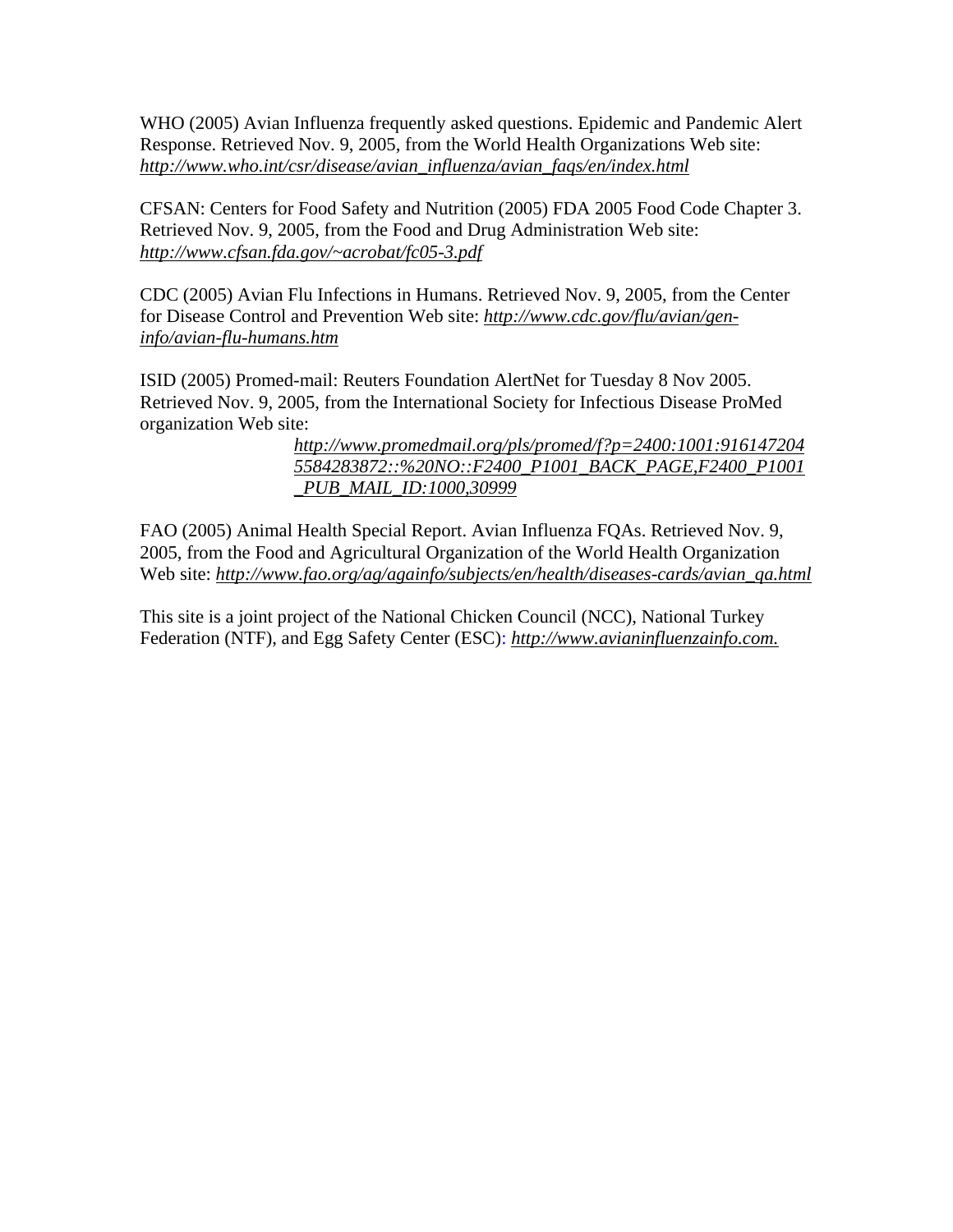WHO (2005) Avian Influenza frequently asked questions. Epidemic and Pandemic Alert Response. Retrieved Nov. 9, 2005, from the World Health Organizations Web site: *http://www.who.int/csr/disease/avian_influenza/avian_faqs/en/index.html*

CFSAN: Centers for Food Safety and Nutrition (2005) FDA 2005 Food Code Chapter 3. Retrieved Nov. 9, 2005, from the Food and Drug Administration Web site: *http://www.cfsan.fda.gov/~acrobat/fc05-3.pdf*

CDC (2005) Avian Flu Infections in Humans. Retrieved Nov. 9, 2005, from the Center for Disease Control and Prevention Web site: *http://www.cdc.gov/flu/avian/gen-info/avian-flu-humans.htm*

ISID (2005) Promed-mail: Reuters Foundation AlertNet for Tuesday 8 Nov 2005. Retrieved Nov. 9, 2005, from the International Society for Infectious Disease ProMed organization Web site:

*http://www.promedmail.org/pls/promed/f?p=2400:1001:9161472045584283872::%20NO::F2400_P1001_BACK_PAGE,F2400_P1001_PUB_MAIL_ID:1000,30999*

FAO (2005) Animal Health Special Report. Avian Influenza FQAs. Retrieved Nov. 9, 2005, from the Food and Agricultural Organization of the World Health Organization Web site: *http://www.fao.org/ag/againfo/subjects/en/health/diseases-cards/avian_qa.html*

This site is a joint project of the National Chicken Council (NCC), National Turkey Federation (NTF), and Egg Safety Center (ESC): *http://www.avianinfluenzainfo.com.*